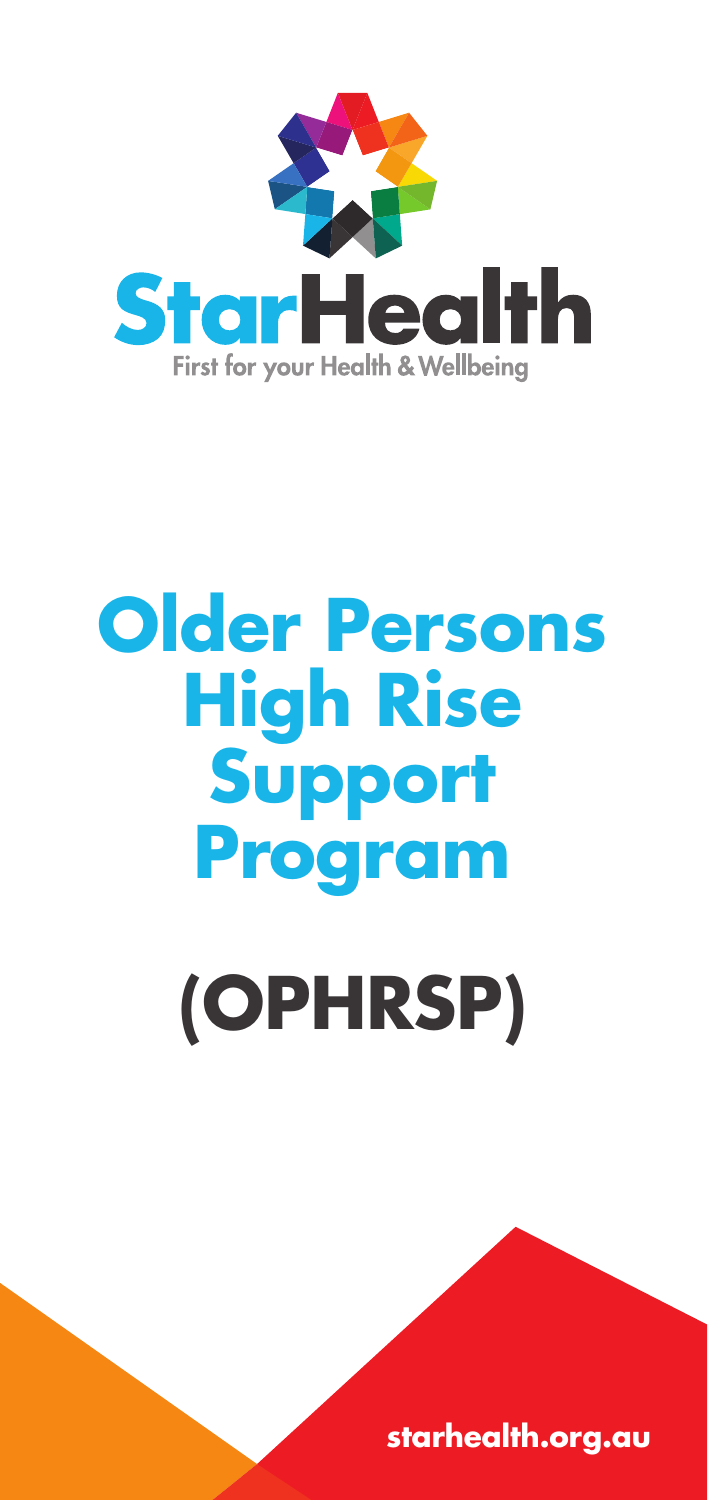StarHealth

First for your Health & Wellbeing

# Older Persons High Rise Support Program

# (OPHRSP)

starhealth.org.au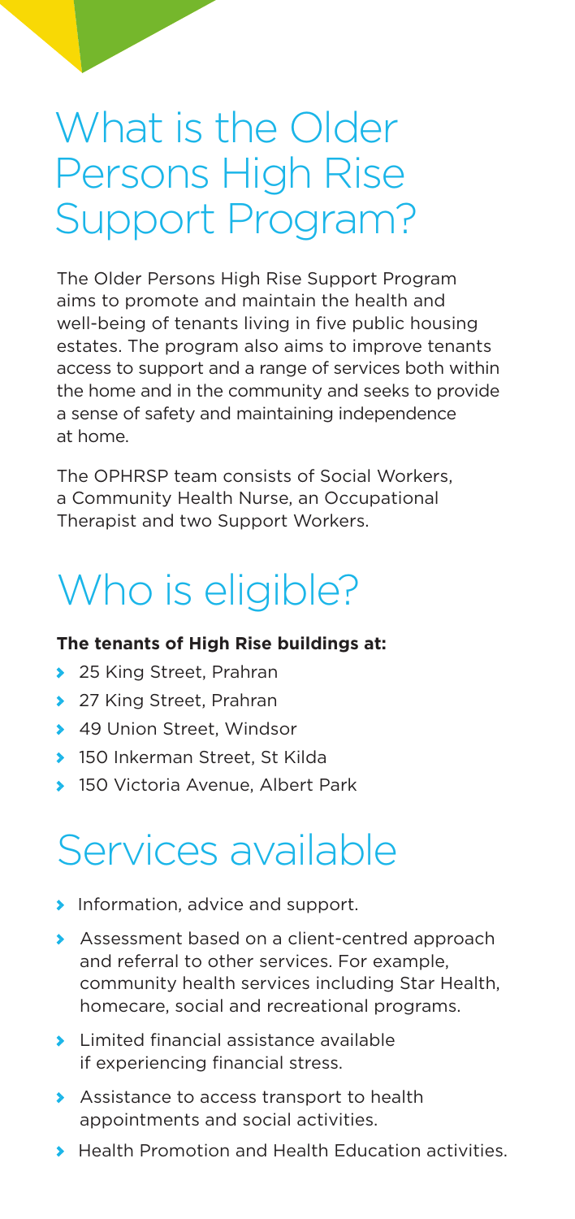# What is the Older Persons High Rise Support Program?

The Older Persons High Rise Support Program aims to promote and maintain the health and well-being of tenants living in five public housing estates. The program also aims to improve tenants access to support and a range of services both within the home and in the community and seeks to provide a sense of safety and maintaining independence at home.

The OPHRSP team consists of Social Workers, a Community Health Nurse, an Occupational Therapist and two Support Workers.

# Who is eligible?

**The tenants of High Rise buildings at:**

- 25 King Street, Prahran
- 27 King Street, Prahran
- 49 Union Street, Windsor
- 150 Inkerman Street, St Kilda
- 150 Victoria Avenue, Albert Park

# Services available

- Information, advice and support.
- Assessment based on a client-centred approach and referral to other services. For example, community health services including Star Health, homecare, social and recreational programs.
- Limited financial assistance available if experiencing financial stress.
- Assistance to access transport to health appointments and social activities.
- Health Promotion and Health Education activities.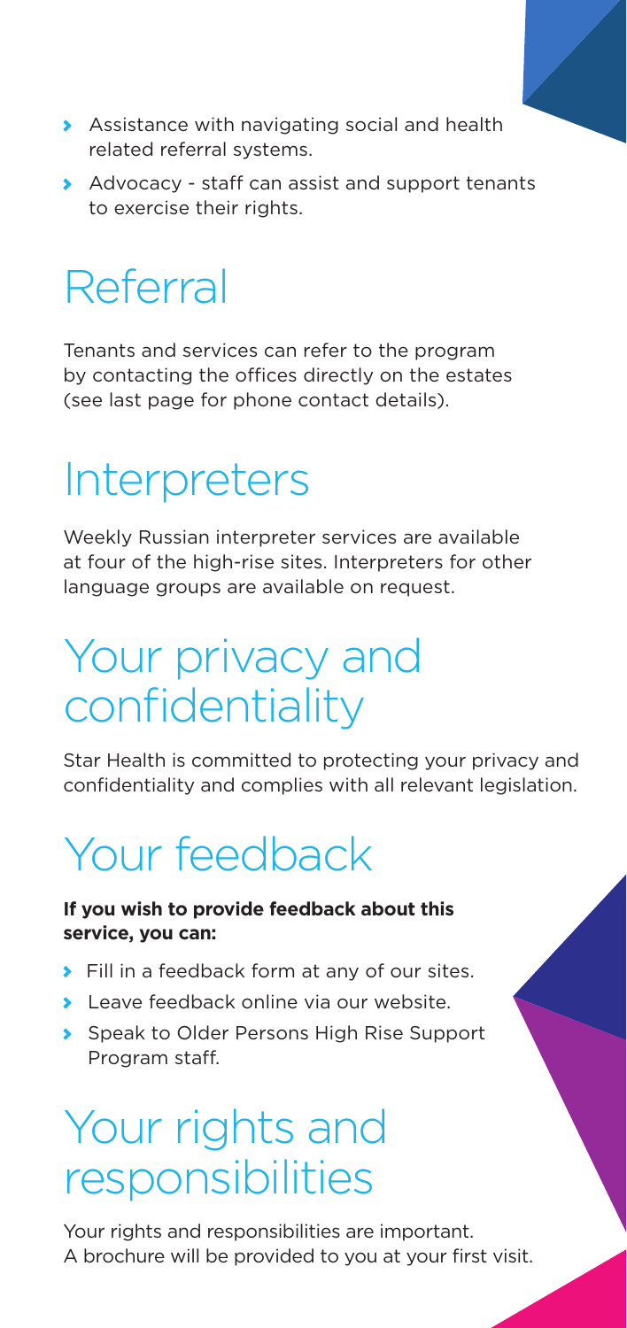- Assistance with navigating social and health related referral systems.
- Advocacy - staff can assist and support tenants to exercise their rights.

# Referral

Tenants and services can refer to the program by contacting the offices directly on the estates (see last page for phone contact details).

# Interpreters

Weekly Russian interpreter services are available at four of the high-rise sites. Interpreters for other language groups are available on request.

# Your privacy and confidentiality

Star Health is committed to protecting your privacy and confidentiality and complies with all relevant legislation.

# Your feedback

**If you wish to provide feedback about this service, you can:**

- Fill in a feedback form at any of our sites.
- Leave feedback online via our website.
- Speak to Older Persons High Rise Support Program staff.

# Your rights and responsibilities

Your rights and responsibilities are important. A brochure will be provided to you at your first visit.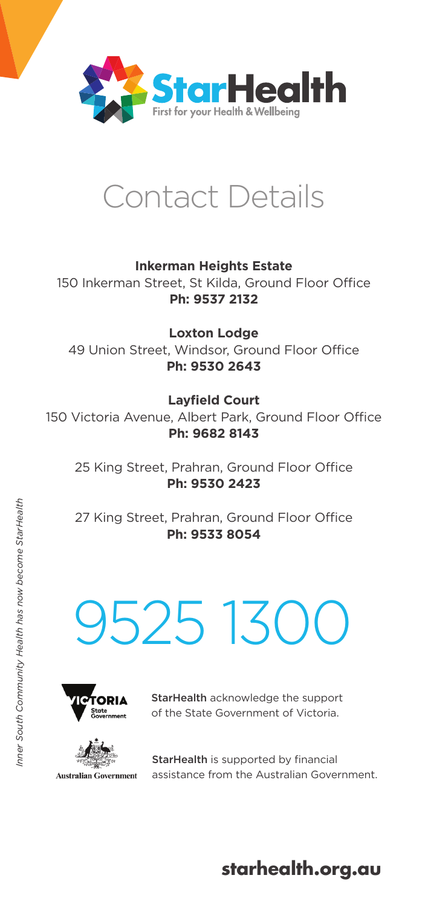StarHealth
First for your Health & Wellbeing

# Contact Details

**Inkerman Heights Estate**
150 Inkerman Street, St Kilda, Ground Floor Office
**Ph: 9537 2132**

**Loxton Lodge**
49 Union Street, Windsor, Ground Floor Office
**Ph: 9530 2643**

**Layfield Court**
150 Victoria Avenue, Albert Park, Ground Floor Office
**Ph: 9682 8143**

25 King Street, Prahran, Ground Floor Office
**Ph: 9530 2423**

27 King Street, Prahran, Ground Floor Office
**Ph: 9533 8054**

# 9525 1300

*Inner South Community Health has now become StarHealth*

StarHealth acknowledge the support of the State Government of Victoria.

StarHealth is supported by financial assistance from the Australian Government.

**starhealth.org.au**